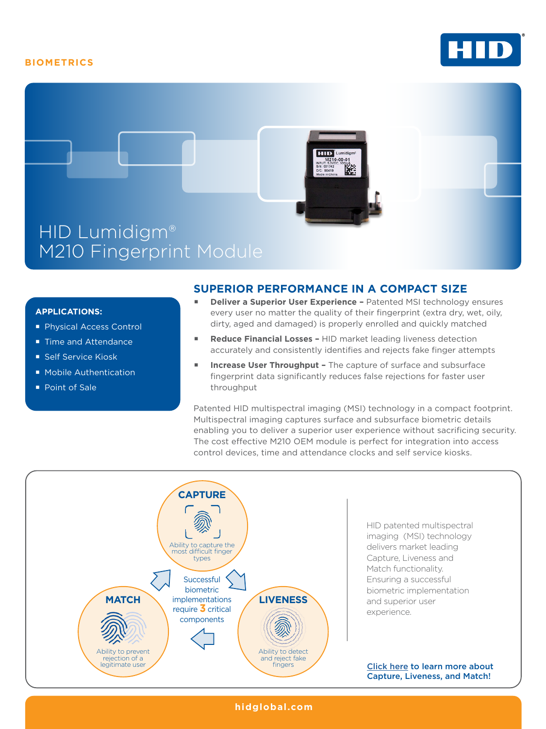BIOMETRICS

# HID Lumidigm® M210 Fingerprint Module

### APPLICATIONS:

- Physical Access Control
- Time and Attendance
- Self Service Kiosk
- Mobile Authentication
- Point of Sale

## SUPERIOR PERFORMANCE IN A COMPACT SIZE

- **Deliver a Superior User Experience –** Patented MSI technology ensures every user no matter the quality of their fingerprint (extra dry, wet, oily, dirty, aged and damaged) is properly enrolled and quickly matched
- **Reduce Financial Losses –** HID market leading liveness detection accurately and consistently identifies and rejects fake finger attempts
- **Increase User Throughput –** The capture of surface and subsurface fingerprint data significantly reduces false rejections for faster user throughput

Patented HID multispectral imaging (MSI) technology in a compact footprint. Multispectral imaging captures surface and subsurface biometric details enabling you to deliver a superior user experience without sacrificing security. The cost effective M210 OEM module is perfect for integration into access control devices, time and attendance clocks and self service kiosks.

**CAPTURE**
Ability to capture the most difficult finger types

**LIVENESS**
Ability to detect and reject fake fingers

**MATCH**
Ability to prevent rejection of a legitimate user

Successful biometric implementations require 3 critical components

HID patented multispectral imaging (MSI) technology delivers market leading Capture, Liveness and Match functionality. Ensuring a successful biometric implementation and superior user experience.

**Click here to learn more about Capture, Liveness, and Match!**

hidglobal.com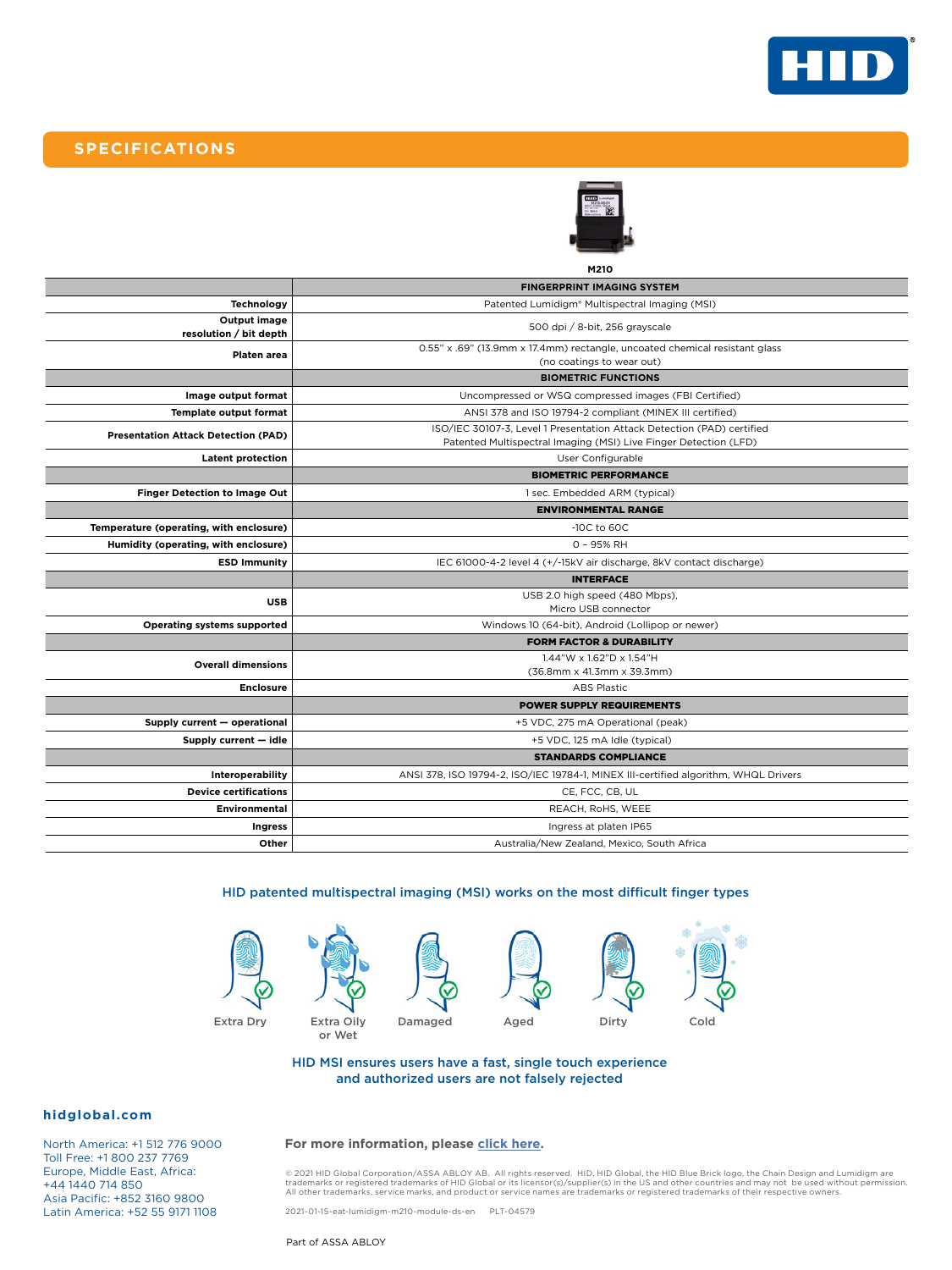## SPECIFICATIONS

| | M210 |
|---|---|
| | **FINGERPRINT IMAGING SYSTEM** |
| **Technology** | Patented Lumidigm® Multispectral Imaging (MSI) |
| **Output image resolution / bit depth** | 500 dpi / 8-bit, 256 grayscale |
| **Platen area** | 0.55" x .69" (13.9mm x 17.4mm) rectangle, uncoated chemical resistant glass (no coatings to wear out) |
| | **BIOMETRIC FUNCTIONS** |
| **Image output format** | Uncompressed or WSQ compressed images (FBI Certified) |
| **Template output format** | ANSI 378 and ISO 19794-2 compliant (MINEX III certified) |
| **Presentation Attack Detection (PAD)** | ISO/IEC 30107-3, Level 1 Presentation Attack Detection (PAD) certified Patented Multispectral Imaging (MSI) Live Finger Detection (LFD) |
| **Latent protection** | User Configurable |
| | **BIOMETRIC PERFORMANCE** |
| **Finger Detection to Image Out** | 1 sec. Embedded ARM (typical) |
| | **ENVIRONMENTAL RANGE** |
| **Temperature (operating, with enclosure)** | -10C to 60C |
| **Humidity (operating, with enclosure)** | 0 – 95% RH |
| **ESD Immunity** | IEC 61000-4-2 level 4 (+/-15kV air discharge, 8kV contact discharge) |
| | **INTERFACE** |
| **USB** | USB 2.0 high speed (480 Mbps), Micro USB connector |
| **Operating systems supported** | Windows 10 (64-bit), Android (Lollipop or newer) |
| | **FORM FACTOR & DURABILITY** |
| **Overall dimensions** | 1.44"W x 1.62"D x 1.54"H (36.8mm x 41.3mm x 39.3mm) |
| **Enclosure** | ABS Plastic |
| | **POWER SUPPLY REQUIREMENTS** |
| **Supply current — operational** | +5 VDC, 275 mA Operational (peak) |
| **Supply current — idle** | +5 VDC, 125 mA Idle (typical) |
| | **STANDARDS COMPLIANCE** |
| **Interoperability** | ANSI 378, ISO 19794-2, ISO/IEC 19784-1, MINEX III-certified algorithm, WHQL Drivers |
| **Device certifications** | CE, FCC, CB, UL |
| **Environmental** | REACH, RoHS, WEEE |
| **Ingress** | Ingress at platen IP65 |
| **Other** | Australia/New Zealand, Mexico, South Africa |

### HID patented multispectral imaging (MSI) works on the most difficult finger types

Extra Dry | Extra Oily or Wet | Damaged | Aged | Dirty | Cold

**HID MSI ensures users have a fast, single touch experience and authorized users are not falsely rejected**

**hidglobal.com**

North America: +1 512 776 9000
Toll Free: +1 800 237 7769
Europe, Middle East, Africa: +44 1440 714 850
Asia Pacific: +852 3160 9800
Latin America: +52 55 9171 1108

**For more information, please click here.**

© 2021 HID Global Corporation/ASSA ABLOY AB. All rights reserved. HID, HID Global, the HID Blue Brick logo, the Chain Design and Lumidigm are trademarks or registered trademarks of HID Global or its licensor(s)/supplier(s) in the US and other countries and may not be used without permission. All other trademarks, service marks, and product or service names are trademarks or registered trademarks of their respective owners.

2021-01-15-eat-lumidigm-m210-module-ds-en PLT-04579

Part of ASSA ABLOY